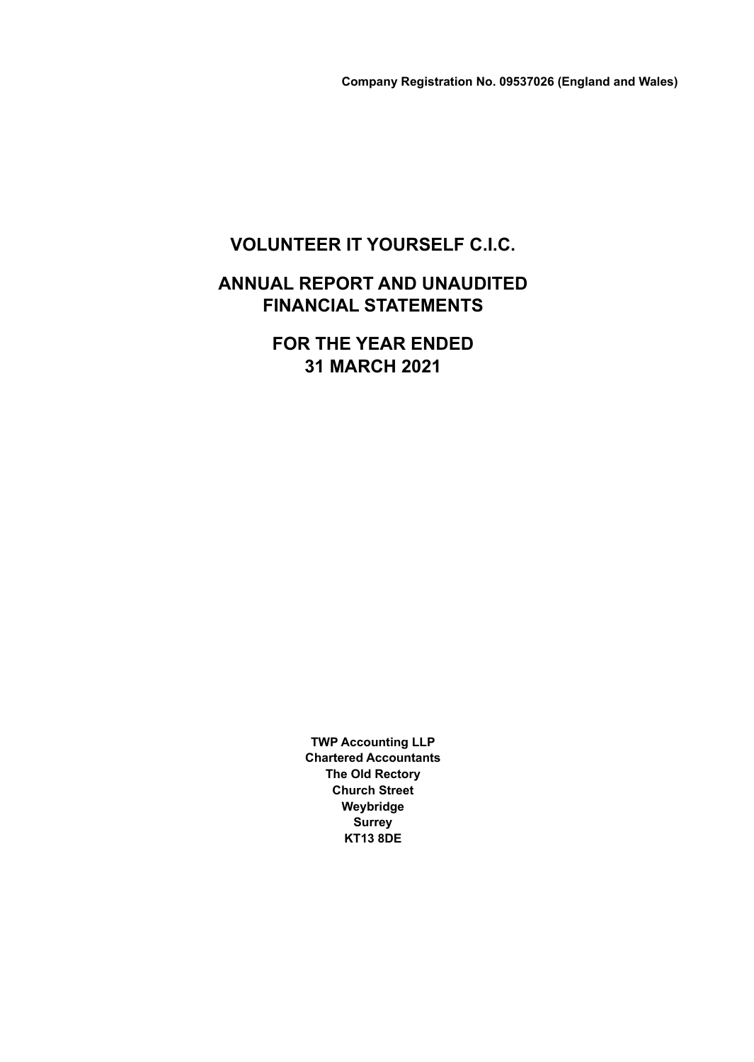**Company Registration No. 09537026 (England and Wales)**

# VOLUNTEER IT YOURSELF C.I.C.

## ANNUAL REPORT AND UNAUDITED FINANCIAL STATEMENTS

## FOR THE YEAR ENDED 31 MARCH 2021

**TWP Accounting LLP**
**Chartered Accountants**
**The Old Rectory**
**Church Street**
**Weybridge**
**Surrey**
**KT13 8DE**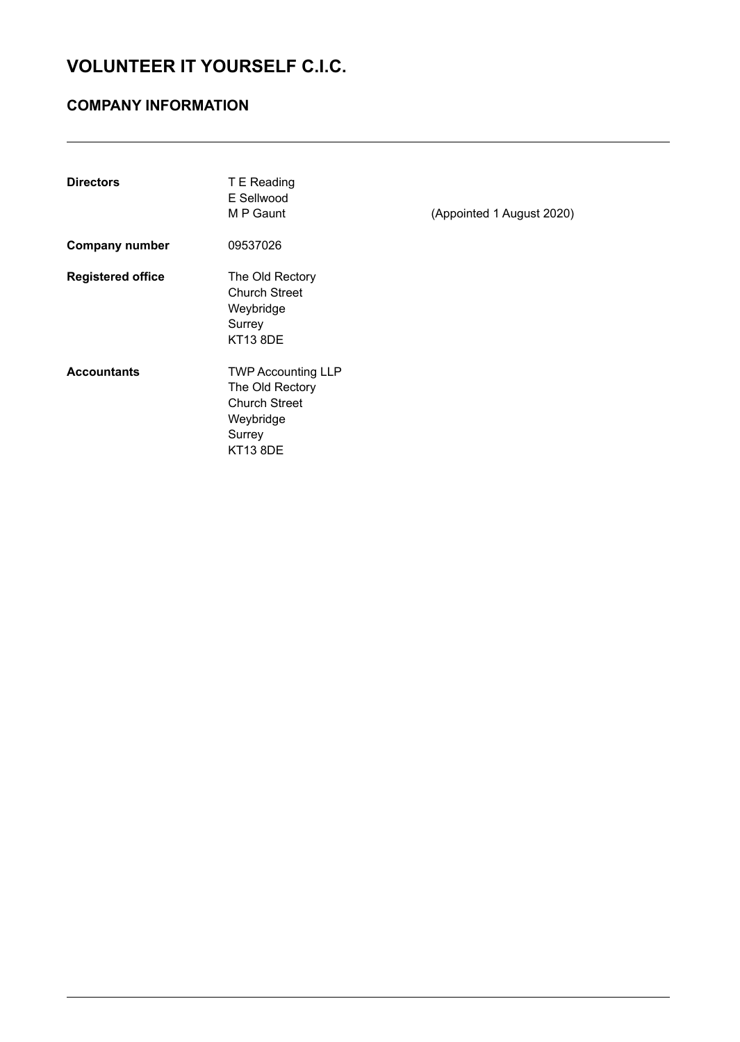# VOLUNTEER IT YOURSELF C.I.C.

## COMPANY INFORMATION

| | | |
|---|---|---|
| **Directors** | T E Reading | |
| | E Sellwood | |
| | M P Gaunt | (Appointed 1 August 2020) |
| **Company number** | 09537026 | |
| **Registered office** | The Old Rectory<br>Church Street<br>Weybridge<br>Surrey<br>KT13 8DE | |
| **Accountants** | TWP Accounting LLP<br>The Old Rectory<br>Church Street<br>Weybridge<br>Surrey<br>KT13 8DE | |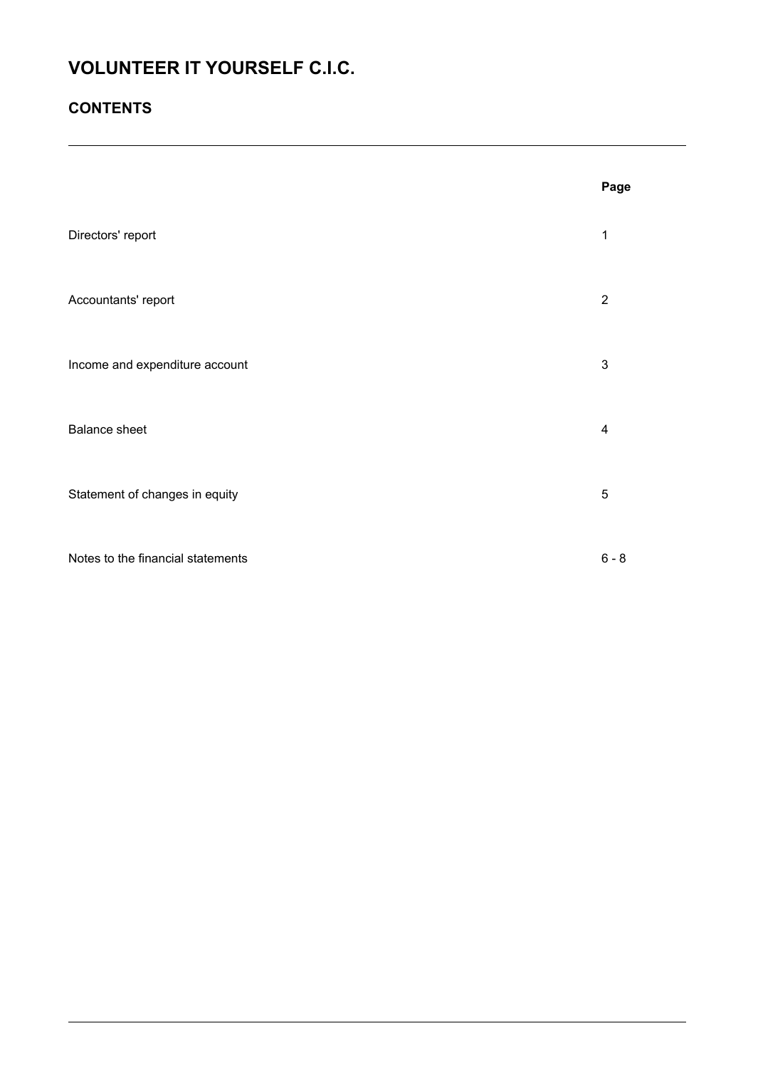# VOLUNTEER IT YOURSELF C.I.C.

## CONTENTS

| | Page |
|---|---|
| Directors' report | 1 |
| Accountants' report | 2 |
| Income and expenditure account | 3 |
| Balance sheet | 4 |
| Statement of changes in equity | 5 |
| Notes to the financial statements | 6 - 8 |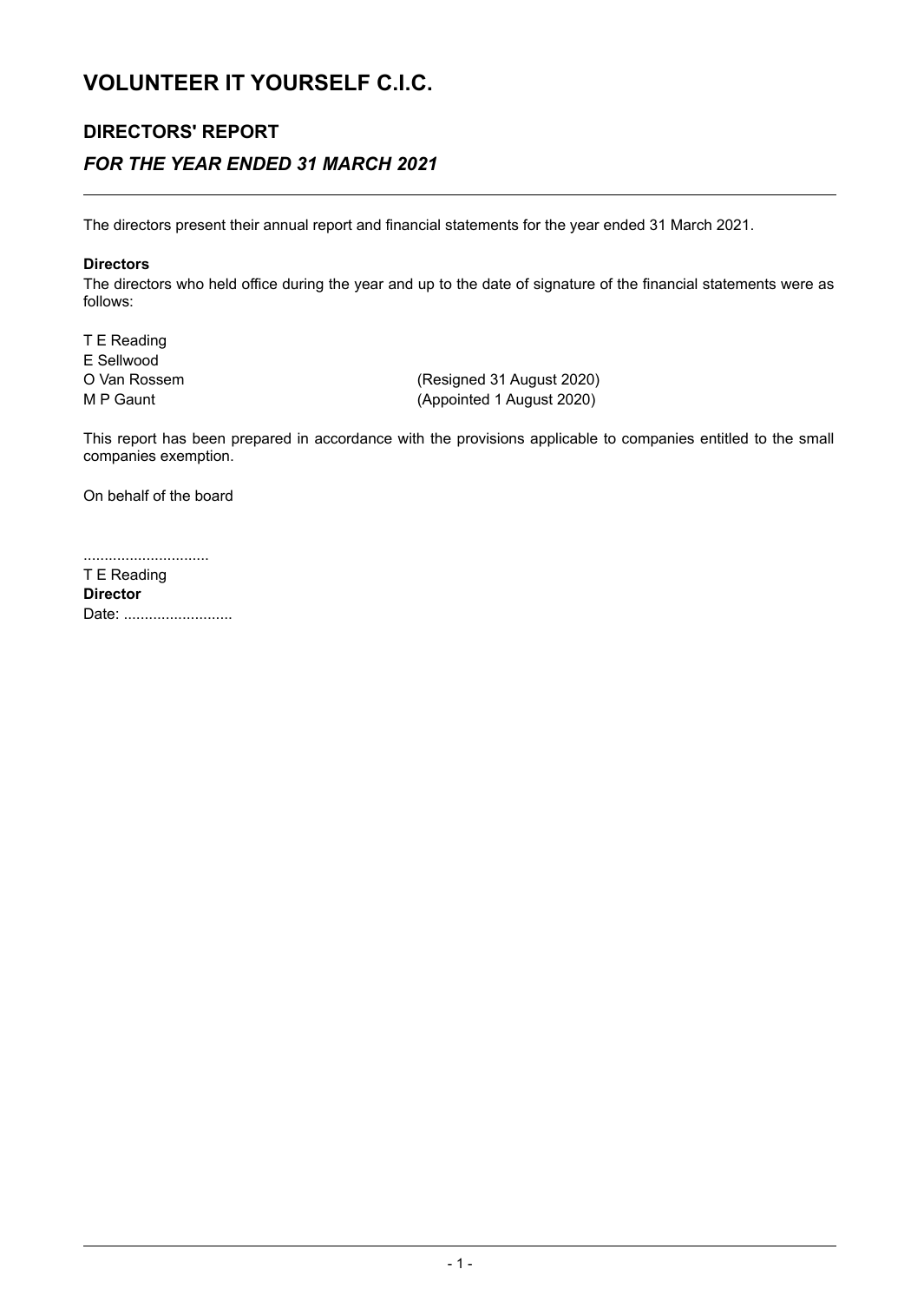# VOLUNTEER IT YOURSELF C.I.C.

## DIRECTORS' REPORT

### *FOR THE YEAR ENDED 31 MARCH 2021*

The directors present their annual report and financial statements for the year ended 31 March 2021.

**Directors**

The directors who held office during the year and up to the date of signature of the financial statements were as follows:

| | |
|---|---|
| T E Reading | |
| E Sellwood | |
| O Van Rossem | (Resigned 31 August 2020) |
| M P Gaunt | (Appointed 1 August 2020) |

This report has been prepared in accordance with the provisions applicable to companies entitled to the small companies exemption.

On behalf of the board

..............................

T E Reading

**Director**

Date: ..........................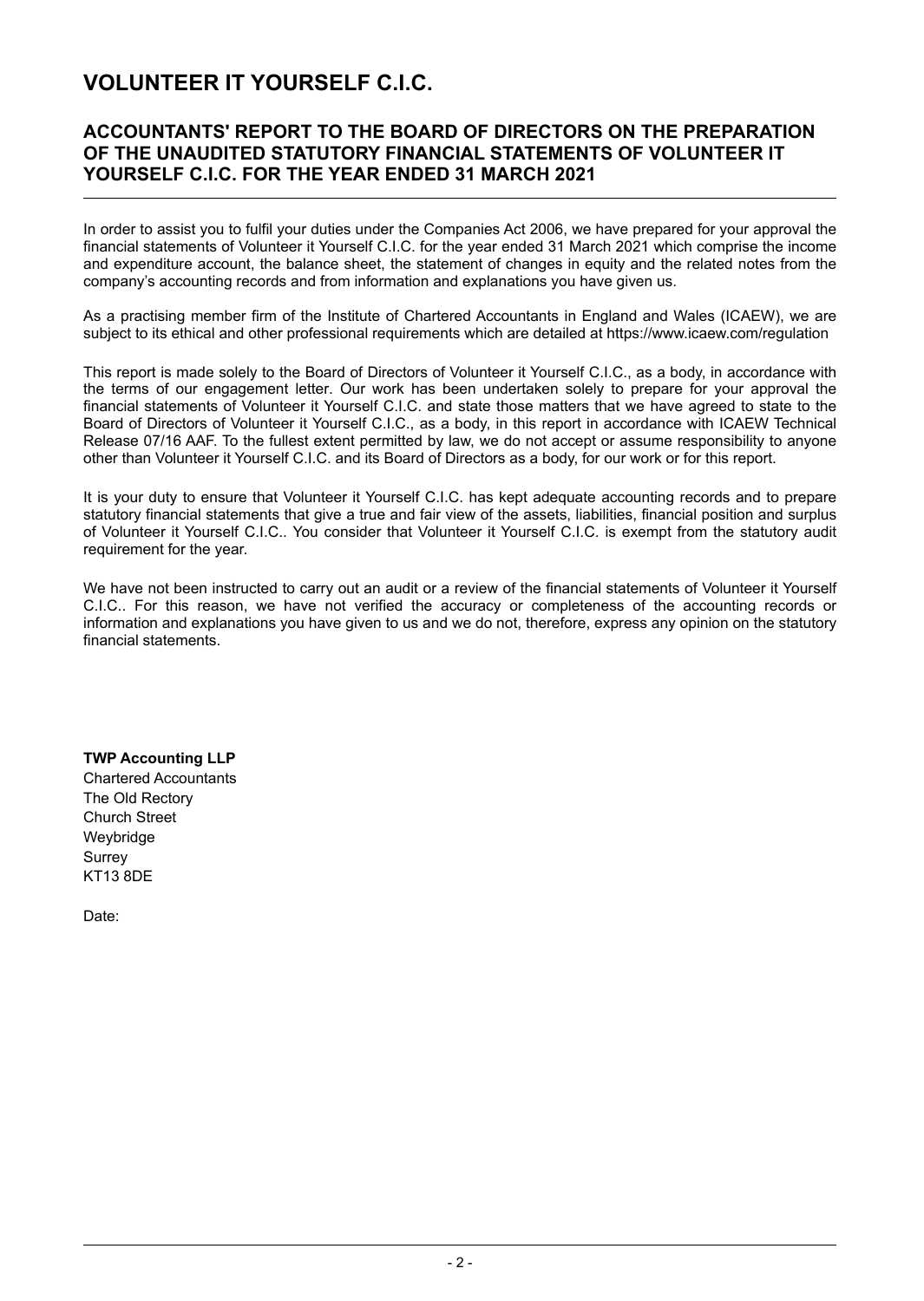# VOLUNTEER IT YOURSELF C.I.C.

## ACCOUNTANTS' REPORT TO THE BOARD OF DIRECTORS ON THE PREPARATION OF THE UNAUDITED STATUTORY FINANCIAL STATEMENTS OF VOLUNTEER IT YOURSELF C.I.C. FOR THE YEAR ENDED 31 MARCH 2021

In order to assist you to fulfil your duties under the Companies Act 2006, we have prepared for your approval the financial statements of Volunteer it Yourself C.I.C. for the year ended 31 March 2021 which comprise the income and expenditure account, the balance sheet, the statement of changes in equity and the related notes from the company's accounting records and from information and explanations you have given us.

As a practising member firm of the Institute of Chartered Accountants in England and Wales (ICAEW), we are subject to its ethical and other professional requirements which are detailed at https://www.icaew.com/regulation

This report is made solely to the Board of Directors of Volunteer it Yourself C.I.C., as a body, in accordance with the terms of our engagement letter. Our work has been undertaken solely to prepare for your approval the financial statements of Volunteer it Yourself C.I.C. and state those matters that we have agreed to state to the Board of Directors of Volunteer it Yourself C.I.C., as a body, in this report in accordance with ICAEW Technical Release 07/16 AAF. To the fullest extent permitted by law, we do not accept or assume responsibility to anyone other than Volunteer it Yourself C.I.C. and its Board of Directors as a body, for our work or for this report.

It is your duty to ensure that Volunteer it Yourself C.I.C. has kept adequate accounting records and to prepare statutory financial statements that give a true and fair view of the assets, liabilities, financial position and surplus of Volunteer it Yourself C.I.C.. You consider that Volunteer it Yourself C.I.C. is exempt from the statutory audit requirement for the year.

We have not been instructed to carry out an audit or a review of the financial statements of Volunteer it Yourself C.I.C.. For this reason, we have not verified the accuracy or completeness of the accounting records or information and explanations you have given to us and we do not, therefore, express any opinion on the statutory financial statements.

**TWP Accounting LLP**
Chartered Accountants
The Old Rectory
Church Street
Weybridge
Surrey
KT13 8DE

Date: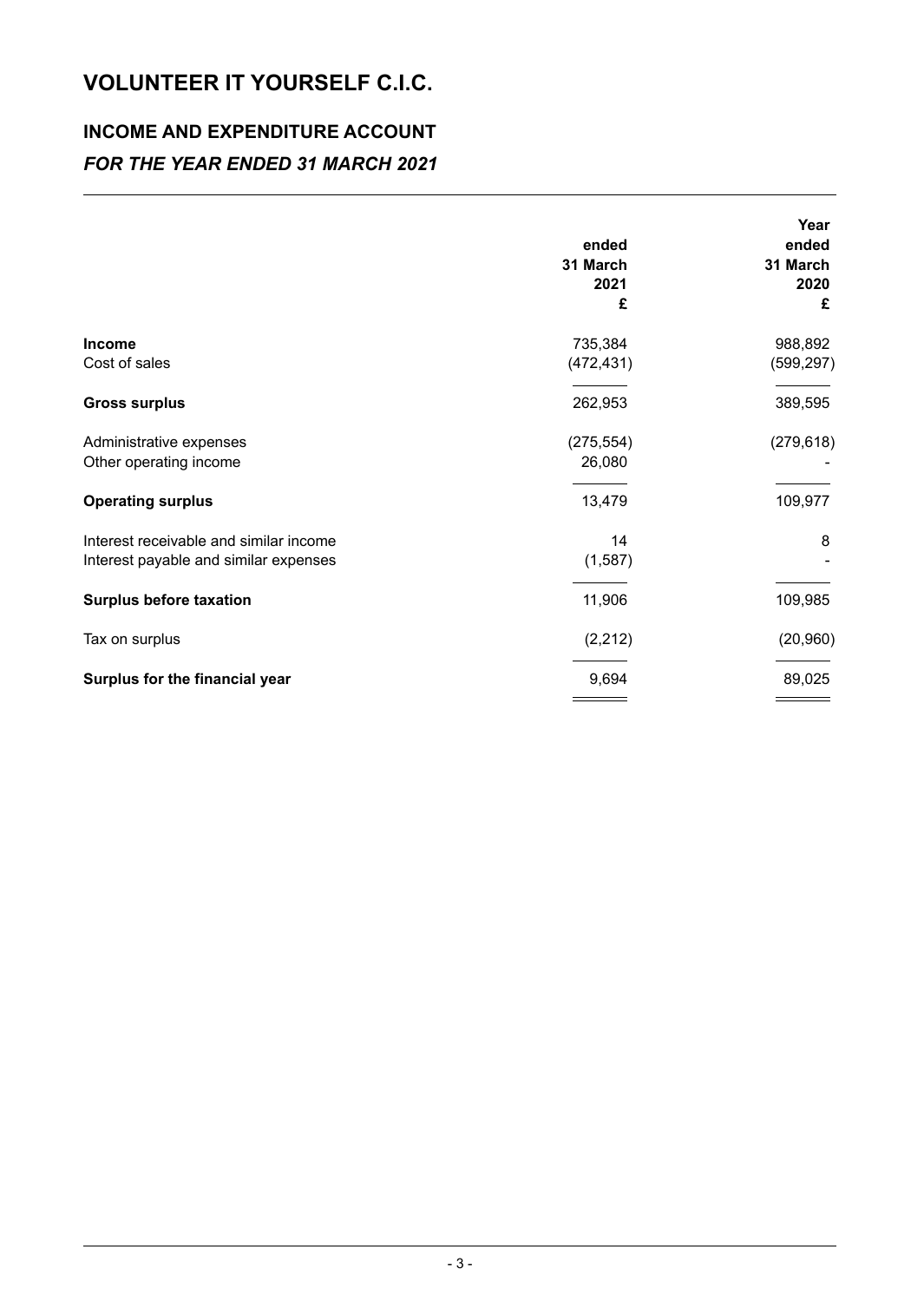# VOLUNTEER IT YOURSELF C.I.C.

## INCOME AND EXPENDITURE ACCOUNT

### *FOR THE YEAR ENDED 31 MARCH 2021*

| | ended 31 March 2021 £ | Year ended 31 March 2020 £ |
|---|---|---|
| **Income** | 735,384 | 988,892 |
| Cost of sales | (472,431) | (599,297) |
| **Gross surplus** | 262,953 | 389,595 |
| Administrative expenses | (275,554) | (279,618) |
| Other operating income | 26,080 | - |
| **Operating surplus** | 13,479 | 109,977 |
| Interest receivable and similar income | 14 | 8 |
| Interest payable and similar expenses | (1,587) | - |
| **Surplus before taxation** | 11,906 | 109,985 |
| Tax on surplus | (2,212) | (20,960) |
| **Surplus for the financial year** | 9,694 | 89,025 |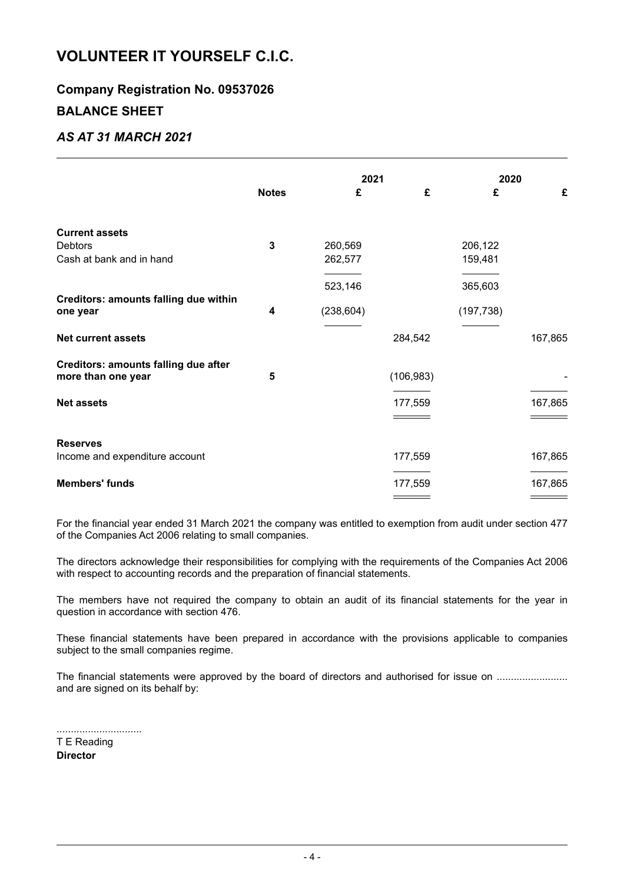# VOLUNTEER IT YOURSELF C.I.C.

## Company Registration No. 09537026

## BALANCE SHEET

### *AS AT 31 MARCH 2021*

| | Notes | 2021 £ | 2021 £ | 2020 £ | 2020 £ |
|---|---|---|---|---|---|
| **Current assets** | | | | | |
| Debtors | 3 | 260,569 | | 206,122 | |
| Cash at bank and in hand | | 262,577 | | 159,481 | |
| | | 523,146 | | 365,603 | |
| **Creditors: amounts falling due within one year** | 4 | (238,604) | | (197,738) | |
| **Net current assets** | | | 284,542 | | 167,865 |
| **Creditors: amounts falling due after more than one year** | 5 | | (106,983) | | - |
| **Net assets** | | | 177,559 | | 167,865 |
| **Reserves** | | | | | |
| Income and expenditure account | | | 177,559 | | 167,865 |
| **Members' funds** | | | 177,559 | | 167,865 |

For the financial year ended 31 March 2021 the company was entitled to exemption from audit under section 477 of the Companies Act 2006 relating to small companies.

The directors acknowledge their responsibilities for complying with the requirements of the Companies Act 2006 with respect to accounting records and the preparation of financial statements.

The members have not required the company to obtain an audit of its financial statements for the year in question in accordance with section 476.

These financial statements have been prepared in accordance with the provisions applicable to companies subject to the small companies regime.

The financial statements were approved by the board of directors and authorised for issue on ......................... and are signed on its behalf by:

..............................
T E Reading
**Director**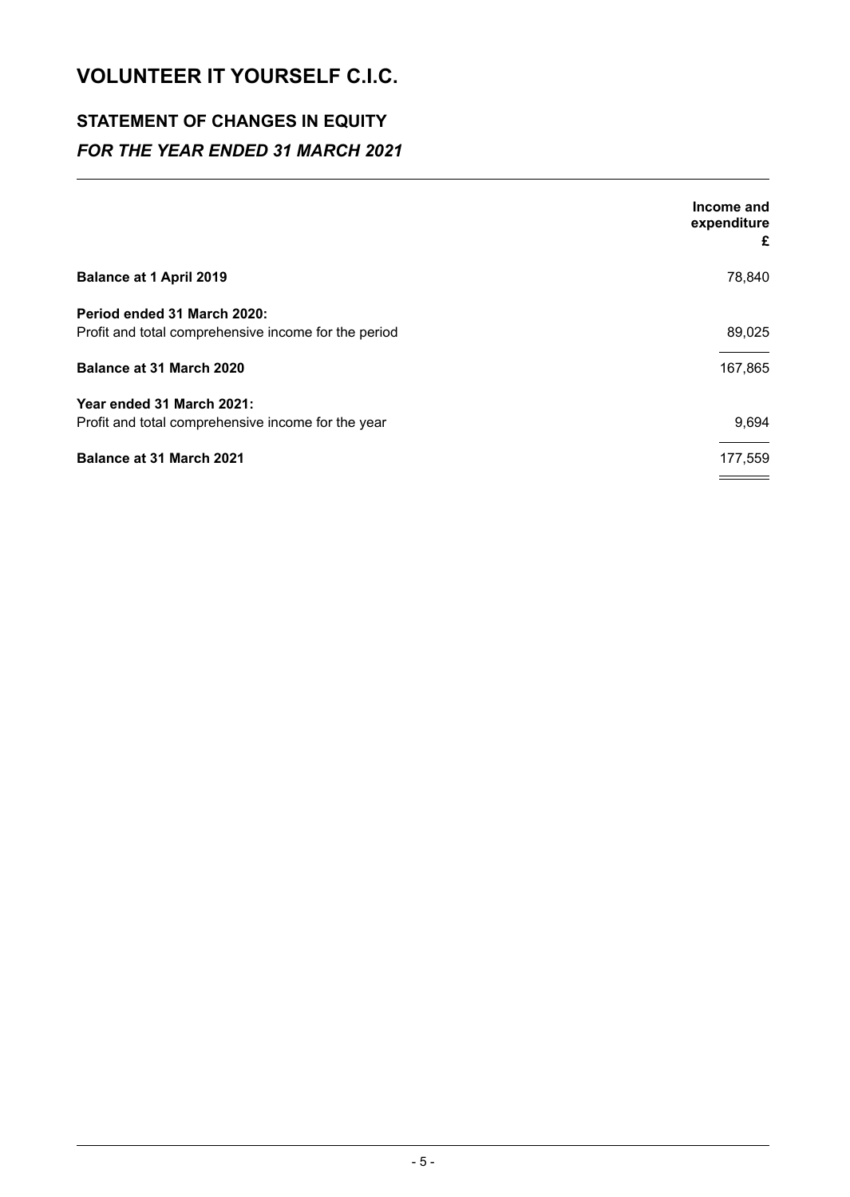# VOLUNTEER IT YOURSELF C.I.C.

## STATEMENT OF CHANGES IN EQUITY

### *FOR THE YEAR ENDED 31 MARCH 2021*

| | Income and expenditure<br>£ |
|---|---|
| **Balance at 1 April 2019** | 78,840 |
| **Period ended 31 March 2020:** | |
| Profit and total comprehensive income for the period | 89,025 |
| **Balance at 31 March 2020** | 167,865 |
| **Year ended 31 March 2021:** | |
| Profit and total comprehensive income for the year | 9,694 |
| **Balance at 31 March 2021** | 177,559 |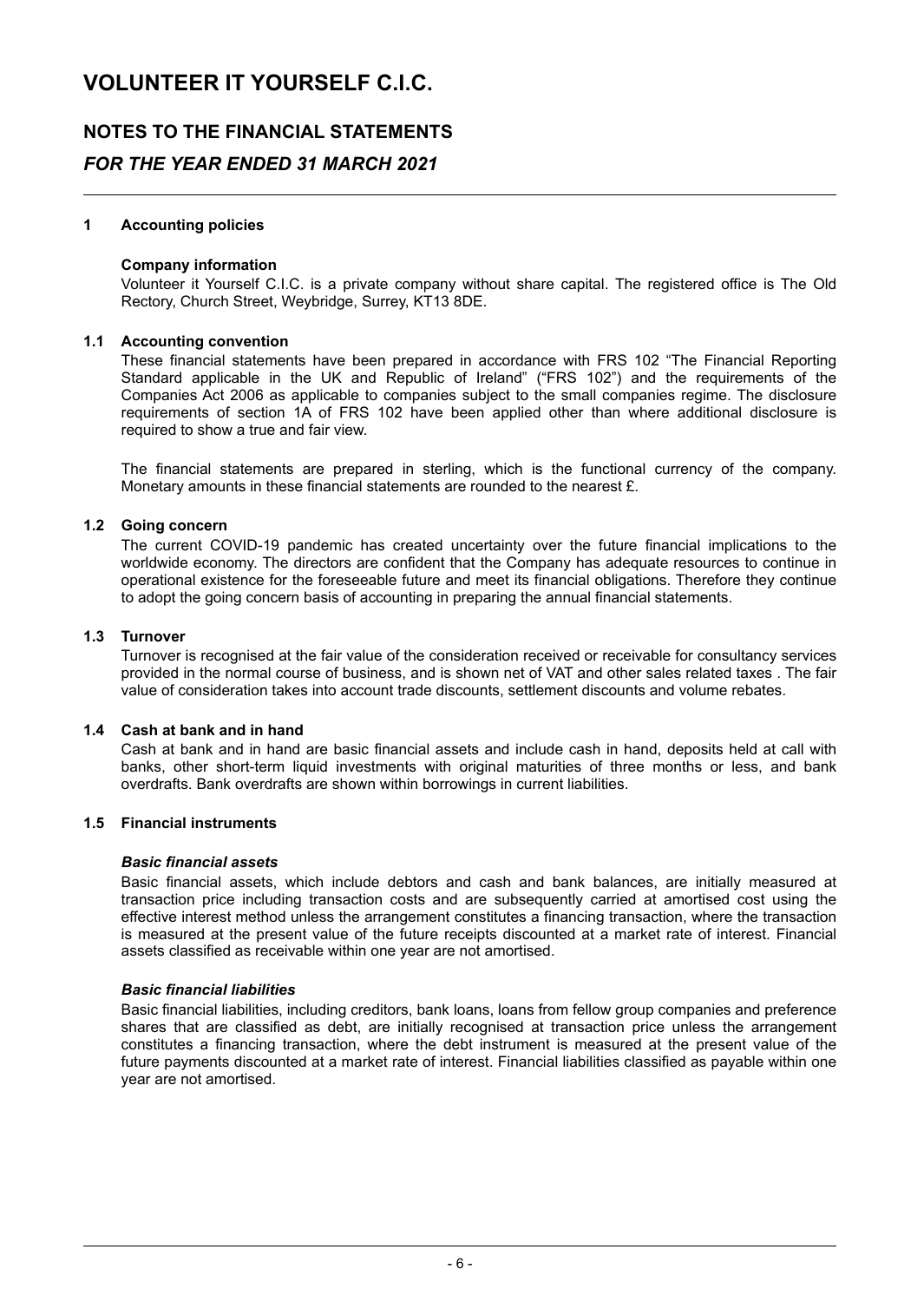# VOLUNTEER IT YOURSELF C.I.C.

## NOTES TO THE FINANCIAL STATEMENTS

### *FOR THE YEAR ENDED 31 MARCH 2021*

**1 Accounting policies**

**Company information**

Volunteer it Yourself C.I.C. is a private company without share capital. The registered office is The Old Rectory, Church Street, Weybridge, Surrey, KT13 8DE.

**1.1 Accounting convention**

These financial statements have been prepared in accordance with FRS 102 "The Financial Reporting Standard applicable in the UK and Republic of Ireland" ("FRS 102") and the requirements of the Companies Act 2006 as applicable to companies subject to the small companies regime. The disclosure requirements of section 1A of FRS 102 have been applied other than where additional disclosure is required to show a true and fair view.

The financial statements are prepared in sterling, which is the functional currency of the company. Monetary amounts in these financial statements are rounded to the nearest £.

**1.2 Going concern**

The current COVID-19 pandemic has created uncertainty over the future financial implications to the worldwide economy. The directors are confident that the Company has adequate resources to continue in operational existence for the foreseeable future and meet its financial obligations. Therefore they continue to adopt the going concern basis of accounting in preparing the annual financial statements.

**1.3 Turnover**

Turnover is recognised at the fair value of the consideration received or receivable for consultancy services provided in the normal course of business, and is shown net of VAT and other sales related taxes . The fair value of consideration takes into account trade discounts, settlement discounts and volume rebates.

**1.4 Cash at bank and in hand**

Cash at bank and in hand are basic financial assets and include cash in hand, deposits held at call with banks, other short-term liquid investments with original maturities of three months or less, and bank overdrafts. Bank overdrafts are shown within borrowings in current liabilities.

**1.5 Financial instruments**

***Basic financial assets***

Basic financial assets, which include debtors and cash and bank balances, are initially measured at transaction price including transaction costs and are subsequently carried at amortised cost using the effective interest method unless the arrangement constitutes a financing transaction, where the transaction is measured at the present value of the future receipts discounted at a market rate of interest. Financial assets classified as receivable within one year are not amortised.

***Basic financial liabilities***

Basic financial liabilities, including creditors, bank loans, loans from fellow group companies and preference shares that are classified as debt, are initially recognised at transaction price unless the arrangement constitutes a financing transaction, where the debt instrument is measured at the present value of the future payments discounted at a market rate of interest. Financial liabilities classified as payable within one year are not amortised.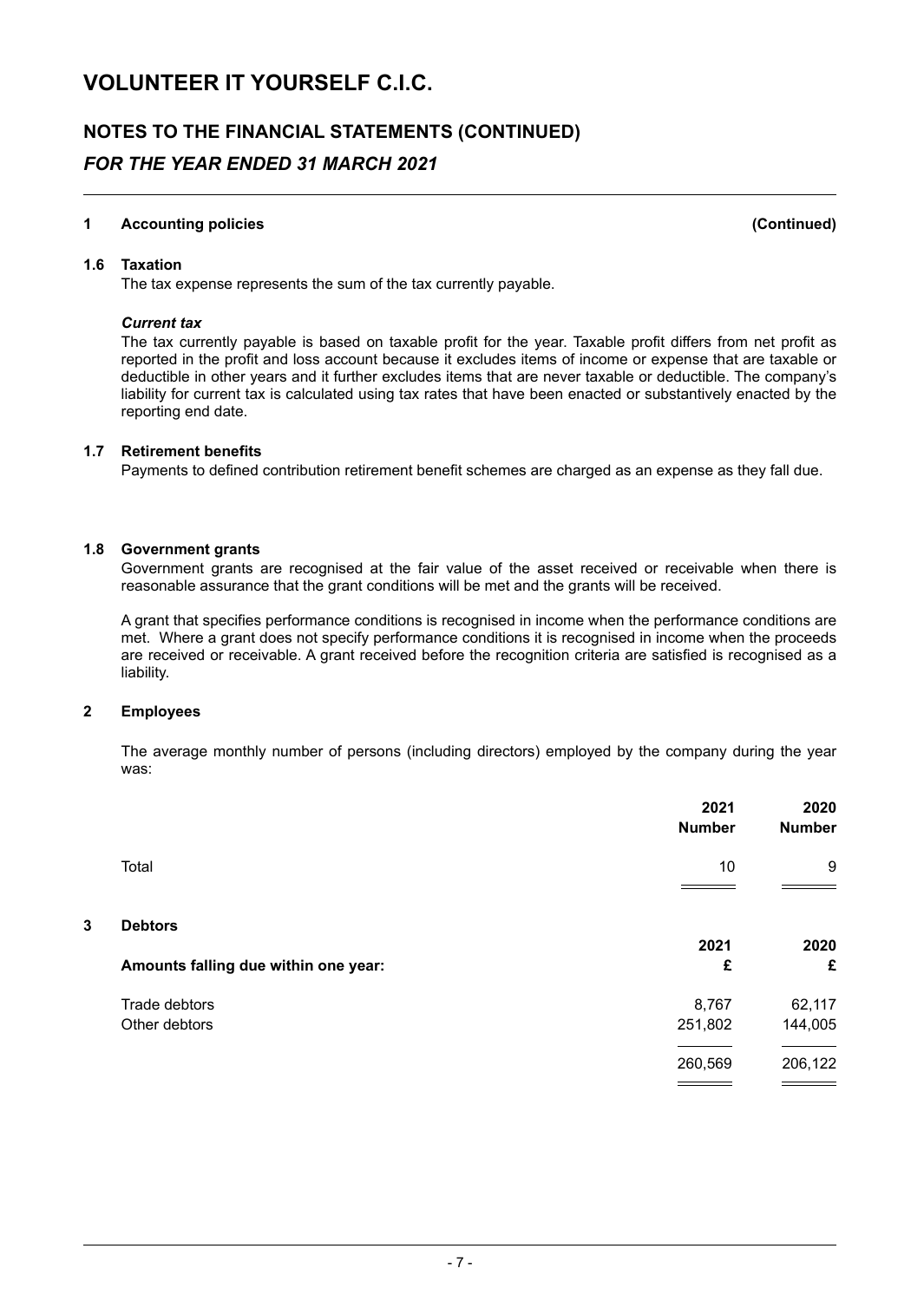# VOLUNTEER IT YOURSELF C.I.C.

## NOTES TO THE FINANCIAL STATEMENTS (CONTINUED)

### *FOR THE YEAR ENDED 31 MARCH 2021*

**1 Accounting policies** **(Continued)**

**1.6 Taxation**

The tax expense represents the sum of the tax currently payable.

***Current tax***

The tax currently payable is based on taxable profit for the year. Taxable profit differs from net profit as reported in the profit and loss account because it excludes items of income or expense that are taxable or deductible in other years and it further excludes items that are never taxable or deductible. The company's liability for current tax is calculated using tax rates that have been enacted or substantively enacted by the reporting end date.

**1.7 Retirement benefits**

Payments to defined contribution retirement benefit schemes are charged as an expense as they fall due.

**1.8 Government grants**

Government grants are recognised at the fair value of the asset received or receivable when there is reasonable assurance that the grant conditions will be met and the grants will be received.

A grant that specifies performance conditions is recognised in income when the performance conditions are met. Where a grant does not specify performance conditions it is recognised in income when the proceeds are received or receivable. A grant received before the recognition criteria are satisfied is recognised as a liability.

**2 Employees**

The average monthly number of persons (including directors) employed by the company during the year was:

| | 2021 Number | 2020 Number |
|---|---|---|
| Total | 10 | 9 |

**3 Debtors**

| Amounts falling due within one year: | 2021 £ | 2020 £ |
|---|---|---|
| Trade debtors | 8,767 | 62,117 |
| Other debtors | 251,802 | 144,005 |
| | 260,569 | 206,122 |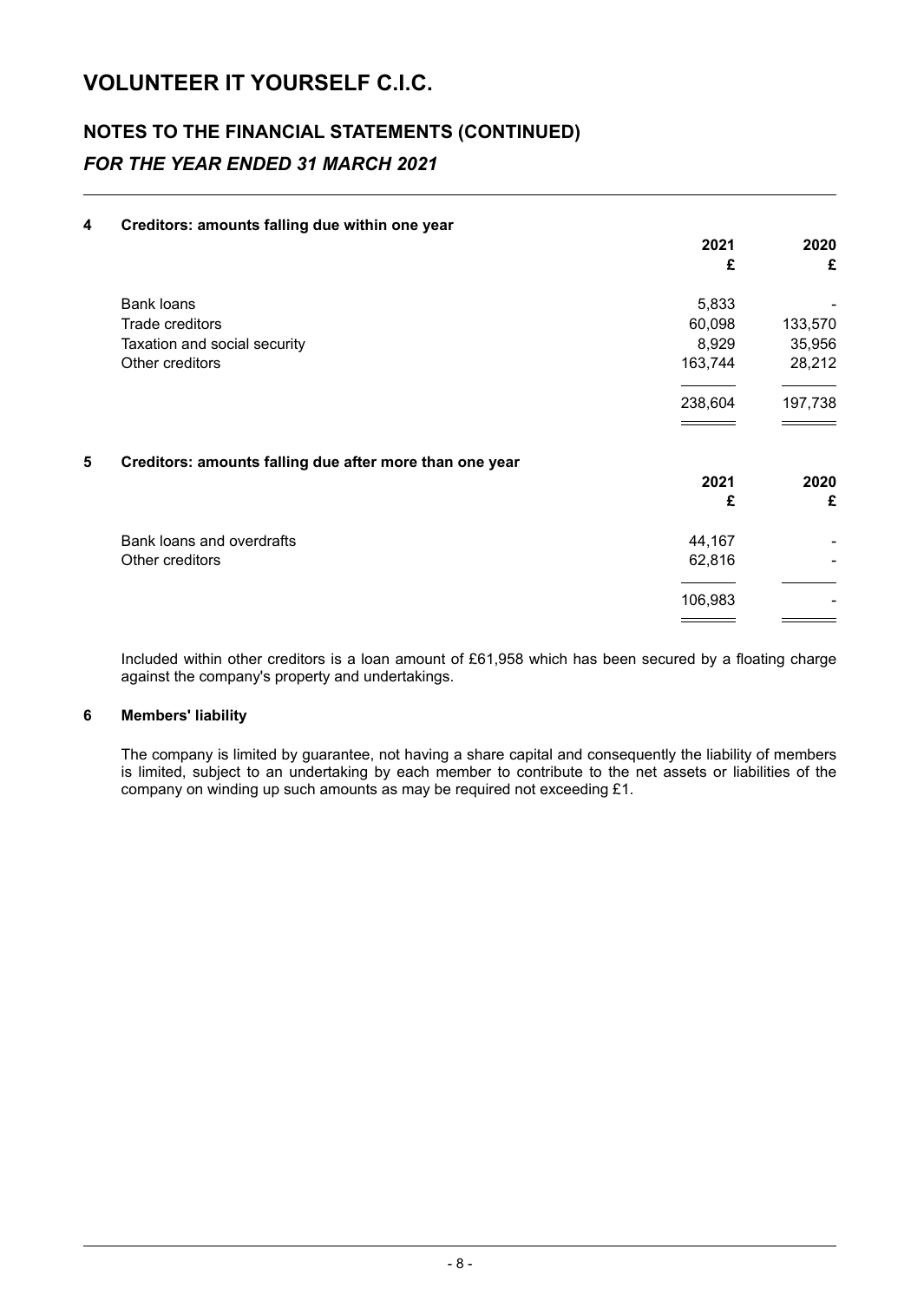# VOLUNTEER IT YOURSELF C.I.C.

## NOTES TO THE FINANCIAL STATEMENTS (CONTINUED)

## *FOR THE YEAR ENDED 31 MARCH 2021*

### 4 Creditors: amounts falling due within one year

| | 2021 | 2020 |
|---|---|---|
| | £ | £ |
| Bank loans | 5,833 | - |
| Trade creditors | 60,098 | 133,570 |
| Taxation and social security | 8,929 | 35,956 |
| Other creditors | 163,744 | 28,212 |
| | 238,604 | 197,738 |

### 5 Creditors: amounts falling due after more than one year

| | 2021 | 2020 |
|---|---|---|
| | £ | £ |
| Bank loans and overdrafts | 44,167 | - |
| Other creditors | 62,816 | - |
| | 106,983 | - |

Included within other creditors is a loan amount of £61,958 which has been secured by a floating charge against the company's property and undertakings.

### 6 Members' liability

The company is limited by guarantee, not having a share capital and consequently the liability of members is limited, subject to an undertaking by each member to contribute to the net assets or liabilities of the company on winding up such amounts as may be required not exceeding £1.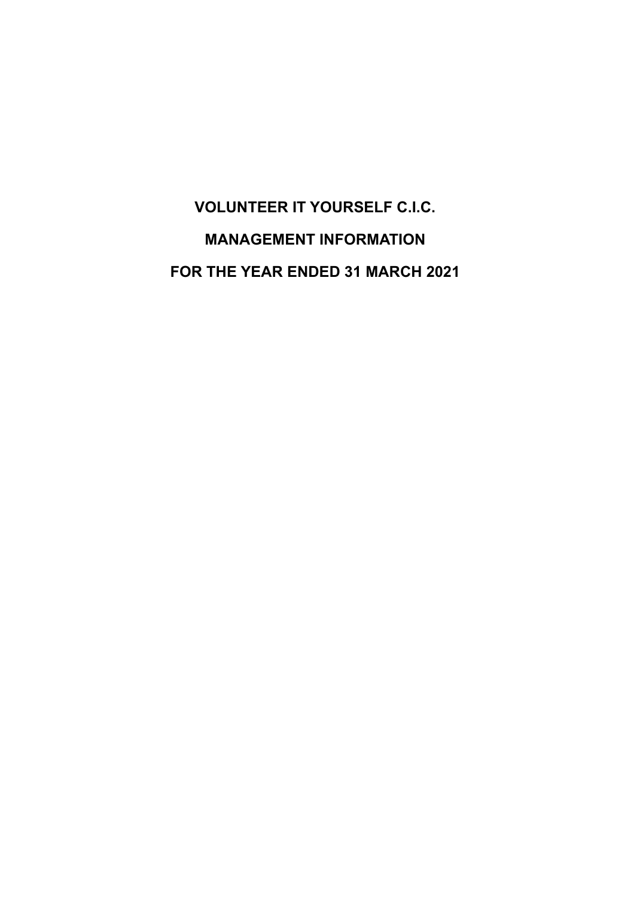# VOLUNTEER IT YOURSELF C.I.C.

# MANAGEMENT INFORMATION

# FOR THE YEAR ENDED 31 MARCH 2021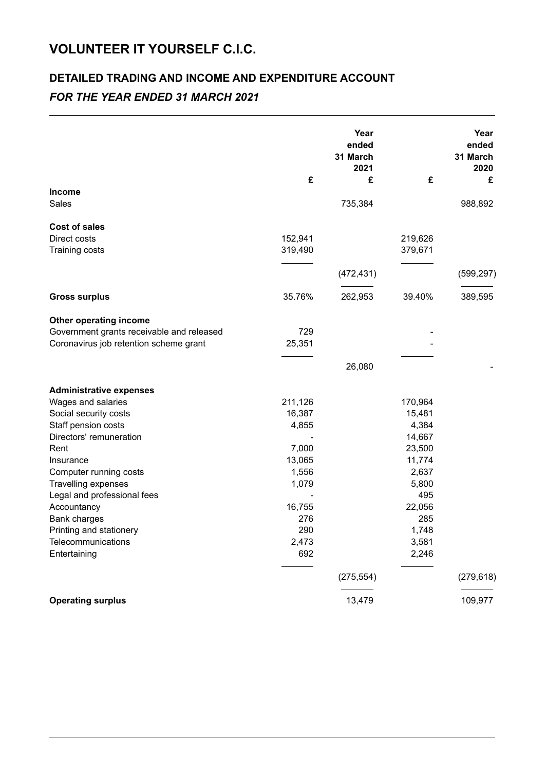# VOLUNTEER IT YOURSELF C.I.C.

## DETAILED TRADING AND INCOME AND EXPENDITURE ACCOUNT

### *FOR THE YEAR ENDED 31 MARCH 2021*

| | £ | Year ended 31 March 2021 £ | £ | Year ended 31 March 2020 £ |
|---|---|---|---|---|
| **Income** | | | | |
| Sales | | 735,384 | | 988,892 |
| **Cost of sales** | | | | |
| Direct costs | 152,941 | | 219,626 | |
| Training costs | 319,490 | | 379,671 | |
| | | (472,431) | | (599,297) |
| **Gross surplus** | 35.76% | 262,953 | 39.40% | 389,595 |
| **Other operating income** | | | | |
| Government grants receivable and released | 729 | | - | |
| Coronavirus job retention scheme grant | 25,351 | | - | |
| | | 26,080 | | - |
| **Administrative expenses** | | | | |
| Wages and salaries | 211,126 | | 170,964 | |
| Social security costs | 16,387 | | 15,481 | |
| Staff pension costs | 4,855 | | 4,384 | |
| Directors' remuneration | - | | 14,667 | |
| Rent | 7,000 | | 23,500 | |
| Insurance | 13,065 | | 11,774 | |
| Computer running costs | 1,556 | | 2,637 | |
| Travelling expenses | 1,079 | | 5,800 | |
| Legal and professional fees | - | | 495 | |
| Accountancy | 16,755 | | 22,056 | |
| Bank charges | 276 | | 285 | |
| Printing and stationery | 290 | | 1,748 | |
| Telecommunications | 2,473 | | 3,581 | |
| Entertaining | 692 | | 2,246 | |
| | | (275,554) | | (279,618) |
| **Operating surplus** | | 13,479 | | 109,977 |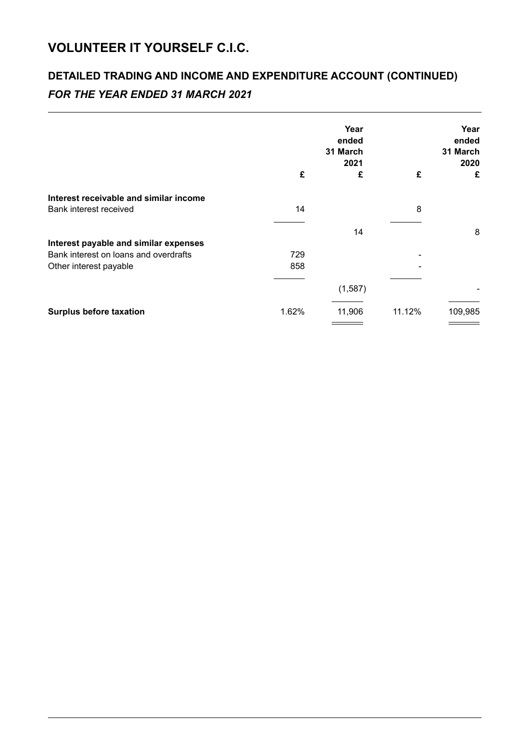# VOLUNTEER IT YOURSELF C.I.C.

## DETAILED TRADING AND INCOME AND EXPENDITURE ACCOUNT (CONTINUED)

### *FOR THE YEAR ENDED 31 MARCH 2021*

| | £ | Year ended 31 March 2021 £ | £ | Year ended 31 March 2020 £ |
|---|---|---|---|---|
| **Interest receivable and similar income** | | | | |
| Bank interest received | 14 | | 8 | |
| | | 14 | | 8 |
| **Interest payable and similar expenses** | | | | |
| Bank interest on loans and overdrafts | 729 | | - | |
| Other interest payable | 858 | | - | |
| | | (1,587) | | - |
| **Surplus before taxation** | 1.62% | 11,906 | 11.12% | 109,985 |